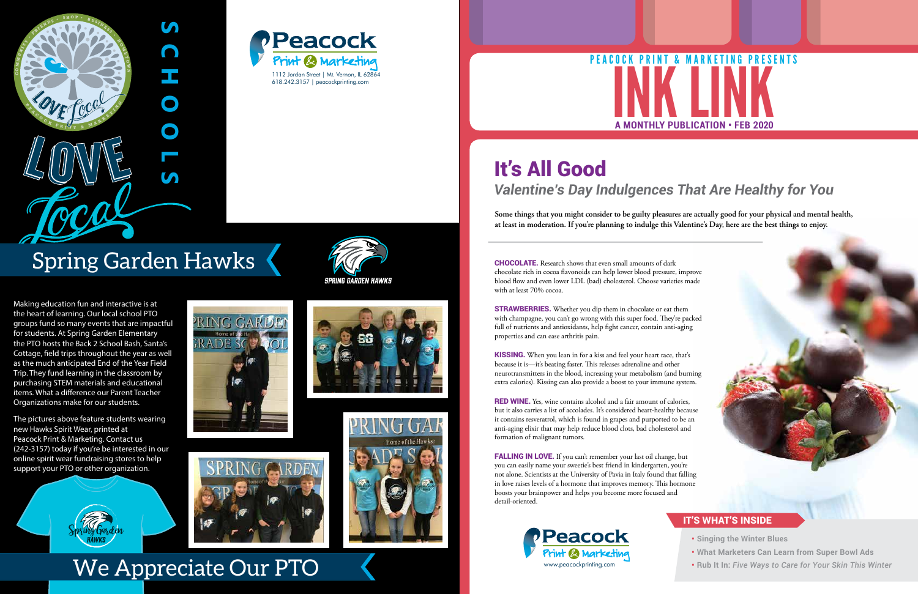# Love Local SCHOOLS

**Peacock Print & Marketing**
1112 Jordan Street | Mt. Vernon, IL 62864
618.242.3157 | peacockprinting.com

## Spring Garden Hawks

Making education fun and interactive is at the heart of learning. Our local school PTO groups fund so many events that are impactful for students. At Spring Garden Elementary the PTO hosts the Back 2 School Bash, Santa's Cottage, field trips throughout the year as well as the much anticipated End of the Year Field Trip. They fund learning in the classroom by purchasing STEM materials and educational items. What a difference our Parent Teacher Organizations make for our students.

The pictures above feature students wearing new Hawks Spirit Wear, printed at Peacock Print & Marketing. Contact us (242-3157) today if you're interested in our online spirit wear fundraising stores to help support your PTO or other organization.

## We Appreciate Our PTO

PEACOCK PRINT & MARKETING PRESENTS

# INK LINK

A MONTHLY PUBLICATION • FEB 2020

## It's All Good

### *Valentine's Day Indulgences That Are Healthy for You*

**Some things that you might consider to be guilty pleasures are actually good for your physical and mental health, at least in moderation. If you're planning to indulge this Valentine's Day, here are the best things to enjoy.**

**CHOCOLATE.** Research shows that even small amounts of dark chocolate rich in cocoa flavonoids can help lower blood pressure, improve blood flow and even lower LDL (bad) cholesterol. Choose varieties made with at least 70% cocoa.

**STRAWBERRIES.** Whether you dip them in chocolate or eat them with champagne, you can't go wrong with this super food. They're packed full of nutrients and antioxidants, help fight cancer, contain anti-aging properties and can ease arthritis pain.

**KISSING.** When you lean in for a kiss and feel your heart race, that's because it is—it's beating faster. This releases adrenaline and other neurotransmitters in the blood, increasing your metabolism (and burning extra calories). Kissing can also provide a boost to your immune system.

**RED WINE.** Yes, wine contains alcohol and a fair amount of calories, but it also carries a list of accolades. It's considered heart-healthy because it contains resveratrol, which is found in grapes and purported to be an anti-aging elixir that may help reduce blood clots, bad cholesterol and formation of malignant tumors.

**FALLING IN LOVE.** If you can't remember your last oil change, but you can easily name your sweetie's best friend in kindergarten, you're not alone. Scientists at the University of Pavia in Italy found that falling in love raises levels of a hormone that improves memory. This hormone boosts your brainpower and helps you become more focused and detail-oriented.

**Peacock Print & Marketing**
www.peacockprinting.com

### IT'S WHAT'S INSIDE

- Singing the Winter Blues
- What Marketers Can Learn from Super Bowl Ads
- Rub It In: *Five Ways to Care for Your Skin This Winter*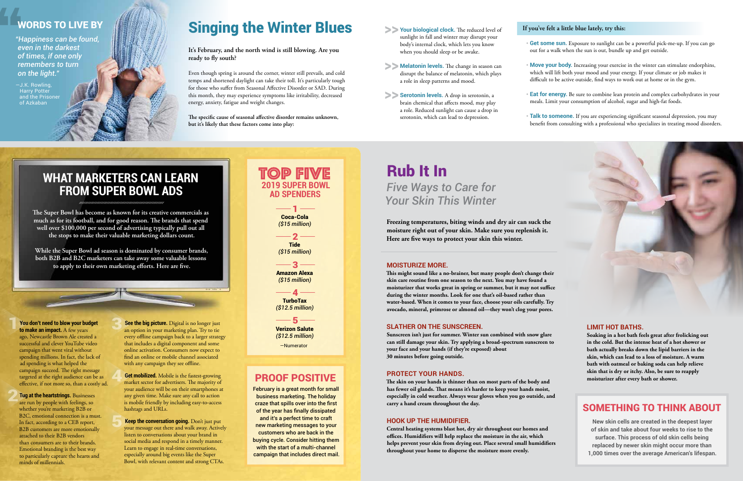## WORDS TO LIVE BY

*"Happiness can be found, even in the darkest of times, if one only remembers to turn on the light."*

—J.K. Rowling, Harry Potter and the Prisoner of Azkaban

# Singing the Winter Blues

**It's February, and the north wind is still blowing. Are you ready to fly south?**

Even though spring is around the corner, winter still prevails, and cold temps and shortened daylight can take their toll. It's particularly tough for those who suffer from Seasonal Affective Disorder or SAD. During this month, they may experience symptoms like irritability, decreased energy, anxiety, fatigue and weight changes.

**The specific cause of seasonal affective disorder remains unknown, but it's likely that these factors come into play:**

>> **Your biological clock.** The reduced level of sunlight in fall and winter may disrupt your body's internal clock, which lets you know when you should sleep or be awake.

>> **Melatonin levels.** The change in season can disrupt the balance of melatonin, which plays a role in sleep patterns and mood.

>> **Serotonin levels.** A drop in serotonin, a brain chemical that affects mood, may play a role. Reduced sunlight can cause a drop in serotonin, which can lead to depression.

**If you've felt a little blue lately, try this:**

- **Get some sun.** Exposure to sunlight can be a powerful pick-me-up. If you can go out for a walk when the sun is out, bundle up and get outside.
- **Move your body.** Increasing your exercise in the winter can stimulate endorphins, which will lift both your mood and your energy. If your climate or job makes it difficult to be active outside, find ways to work out at home or in the gym.
- **Eat for energy.** Be sure to combine lean protein and complex carbohydrates in your meals. Limit your consumption of alcohol, sugar and high-fat foods.
- **Talk to someone.** If you are experiencing significant seasonal depression, you may benefit from consulting with a professional who specializes in treating mood disorders.

# WHAT MARKETERS CAN LEARN FROM SUPER BOWL ADS

The Super Bowl has become as known for its creative commercials as much as for its football, and for good reason. The brands that spend well over $100,000 per second of advertising typically pull out all the stops to make their valuable marketing dollars count.

While the Super Bowl ad season is dominated by consumer brands, both B2B and B2C marketers can take away some valuable lessons to apply to their own marketing efforts. Here are five.

1. **You don't need to blow your budget to make an impact.** A few years ago, Newcastle Brown Ale created a successful and clever YouTube video campaign that went viral without spending millions. In fact, the lack of ad spending is what helped the campaign succeed. The right message targeted at the right audience can be as effective, if not more so, than a costly ad.

2. **Tug at the heartstrings.** Businesses are run by people with feelings, so whether you're marketing B2B or B2C, emotional connection is a must. In fact, according to a CEB report, B2B customers are more emotionally attached to their B2B vendors than consumers are to their brands. Emotional branding is the best way to particularly capture the hearts and minds of millennials.

3. **See the big picture.** Digital is no longer just an option in your marketing plan. Try to tie every offline campaign back to a larger strategy that includes a digital component and some online activation. Consumers now expect to find an online or mobile channel associated with any campaign they see offline.

4. **Get mobilized.** Mobile is the fastest-growing market sector for advertisers. The majority of your audience will be on their smartphones at any given time. Make sure any call to action is mobile friendly by including easy-to-access hashtags and URLs.

5. **Keep the conversation going.** Don't just put your message out there and walk away. Actively listen to conversations about your brand in social media and respond in a timely manner. Learn to engage in real-time conversations, especially around big events like the Super Bowl, with relevant content and strong CTAs.

## TOP FIVE 2019 SUPER BOWL AD SPENDERS

1. **Coca-Cola** *($15 million)*
2. **Tide** *($15 million)*
3. **Amazon Alexa** *($15 million)*
4. **TurboTax** *($12.5 million)*
5. **Verizon Salute** *($12.5 million)*

—Numerator

## PROOF POSITIVE

February is a great month for small business marketing. The holiday craze that typically spills over into the first of the year has finally dissipated and it's a perfect time to craft new marketing messages to your customers who are back in the buying cycle. Consider hitting them with the start of a multi-channel campaign that includes direct mail.

# Rub It In

## *Five Ways to Care for Your Skin This Winter*

**Freezing temperatures, biting winds and dry air can suck the moisture right out of your skin. Make sure you replenish it. Here are five ways to protect your skin this winter.**

### MOISTURIZE MORE.

**This might sound like a no-brainer, but many people don't change their skin care routine from one season to the next. You may have found a moisturizer that works great in spring or summer, but it may not suffice during the winter months. Look for one that's oil-based rather than water-based. When it comes to your face, choose your oils carefully. Try avocado, mineral, primrose or almond oil—they won't clog your pores.**

### SLATHER ON THE SUNSCREEN.

**Sunscreen isn't just for summer. Winter sun combined with snow glare can still damage your skin. Try applying a broad-spectrum sunscreen to your face and your hands (if they're exposed) about 30 minutes before going outside.**

### PROTECT YOUR HANDS.

**The skin on your hands is thinner than on most parts of the body and has fewer oil glands. That means it's harder to keep your hands moist, especially in cold weather. Always wear gloves when you go outside, and carry a hand cream throughout the day.**

### HOOK UP THE HUMIDIFIER.

**Central heating systems blast hot, dry air throughout our homes and offices. Humidifiers will help replace the moisture in the air, which helps prevent your skin from drying out. Place several small humidifiers throughout your home to disperse the moisture more evenly.**

### LIMIT HOT BATHS.

**Soaking in a hot bath feels great after frolicking out in the cold. But the intense heat of a hot shower or bath actually breaks down the lipid barriers in the skin, which can lead to a loss of moisture. A warm bath with oatmeal or baking soda can help relieve skin that is dry or itchy. Also, be sure to reapply moisturizer after every bath or shower.**

## SOMETHING TO THINK ABOUT

New skin cells are created in the deepest layer of skin and take about four weeks to rise to the surface. This process of old skin cells being replaced by newer skin might occur more than 1,000 times over the average American's lifespan.